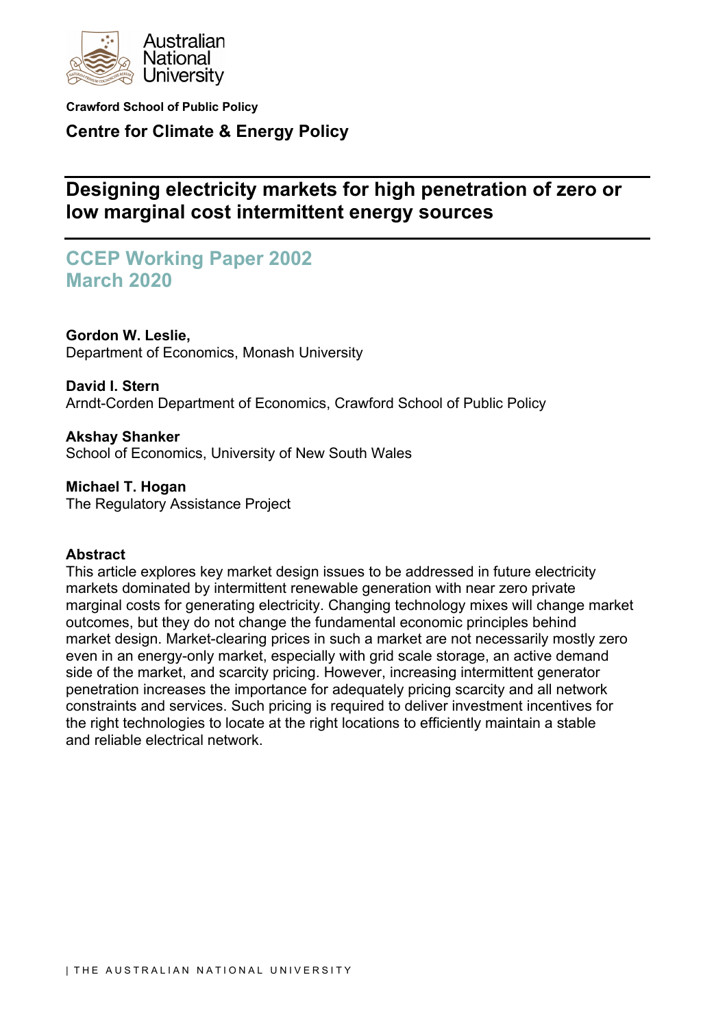Australian National University

**Crawford School of Public Policy**

**Centre for Climate & Energy Policy**

# Designing electricity markets for high penetration of zero or low marginal cost intermittent energy sources

## CCEP Working Paper 2002
## March 2020

**Gordon W. Leslie,**
Department of Economics, Monash University

**David I. Stern**
Arndt-Corden Department of Economics, Crawford School of Public Policy

**Akshay Shanker**
School of Economics, University of New South Wales

**Michael T. Hogan**
The Regulatory Assistance Project

**Abstract**

This article explores key market design issues to be addressed in future electricity markets dominated by intermittent renewable generation with near zero private marginal costs for generating electricity. Changing technology mixes will change market outcomes, but they do not change the fundamental economic principles behind market design. Market-clearing prices in such a market are not necessarily mostly zero even in an energy-only market, especially with grid scale storage, an active demand side of the market, and scarcity pricing. However, increasing intermittent generator penetration increases the importance for adequately pricing scarcity and all network constraints and services. Such pricing is required to deliver investment incentives for the right technologies to locate at the right locations to efficiently maintain a stable and reliable electrical network.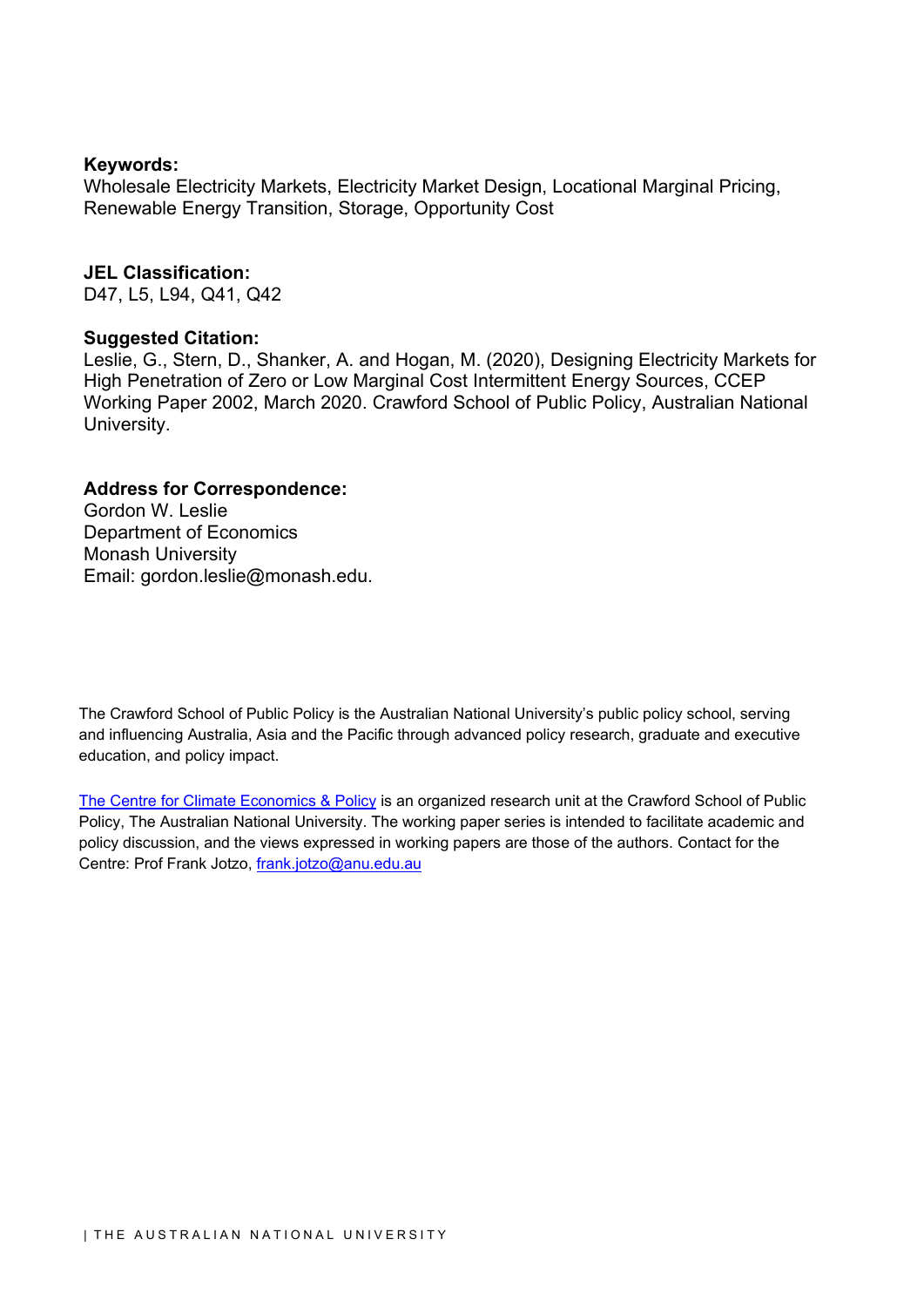**Keywords:**
Wholesale Electricity Markets, Electricity Market Design, Locational Marginal Pricing, Renewable Energy Transition, Storage, Opportunity Cost

**JEL Classification:**
D47, L5, L94, Q41, Q42

**Suggested Citation:**
Leslie, G., Stern, D., Shanker, A. and Hogan, M. (2020), Designing Electricity Markets for High Penetration of Zero or Low Marginal Cost Intermittent Energy Sources, CCEP Working Paper 2002, March 2020. Crawford School of Public Policy, Australian National University.

**Address for Correspondence:**
Gordon W. Leslie
Department of Economics
Monash University
Email: gordon.leslie@monash.edu.

The Crawford School of Public Policy is the Australian National University's public policy school, serving and influencing Australia, Asia and the Pacific through advanced policy research, graduate and executive education, and policy impact.

The Centre for Climate Economics & Policy is an organized research unit at the Crawford School of Public Policy, The Australian National University. The working paper series is intended to facilitate academic and policy discussion, and the views expressed in working papers are those of the authors. Contact for the Centre: Prof Frank Jotzo, frank.jotzo@anu.edu.au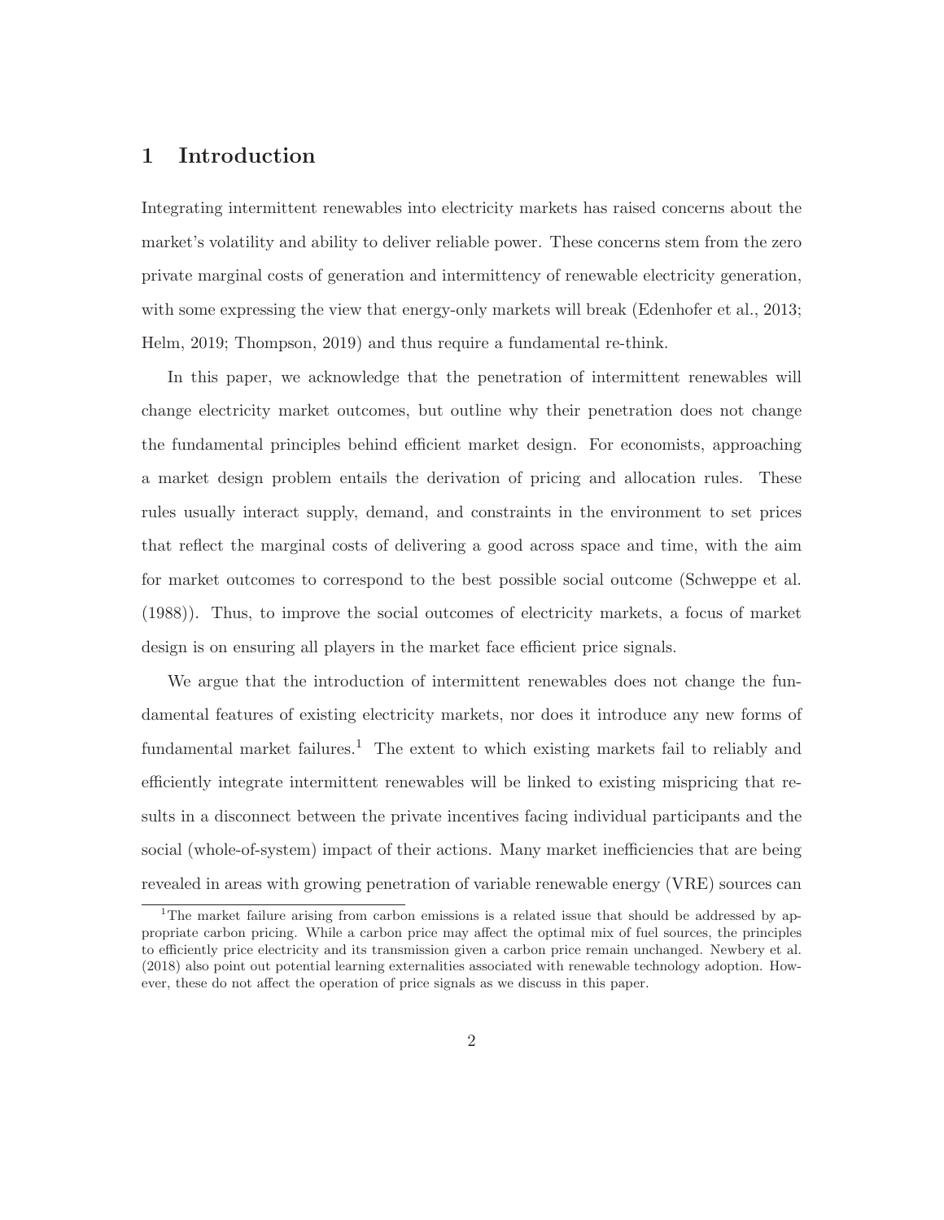# 1 Introduction

Integrating intermittent renewables into electricity markets has raised concerns about the market's volatility and ability to deliver reliable power. These concerns stem from the zero private marginal costs of generation and intermittency of renewable electricity generation, with some expressing the view that energy-only markets will break (Edenhofer et al., 2013; Helm, 2019; Thompson, 2019) and thus require a fundamental re-think.

In this paper, we acknowledge that the penetration of intermittent renewables will change electricity market outcomes, but outline why their penetration does not change the fundamental principles behind efficient market design. For economists, approaching a market design problem entails the derivation of pricing and allocation rules. These rules usually interact supply, demand, and constraints in the environment to set prices that reflect the marginal costs of delivering a good across space and time, with the aim for market outcomes to correspond to the best possible social outcome (Schweppe et al. (1988)). Thus, to improve the social outcomes of electricity markets, a focus of market design is on ensuring all players in the market face efficient price signals.

We argue that the introduction of intermittent renewables does not change the fundamental features of existing electricity markets, nor does it introduce any new forms of fundamental market failures.[1] The extent to which existing markets fail to reliably and efficiently integrate intermittent renewables will be linked to existing mispricing that results in a disconnect between the private incentives facing individual participants and the social (whole-of-system) impact of their actions. Many market inefficiencies that are being revealed in areas with growing penetration of variable renewable energy (VRE) sources can

[1] The market failure arising from carbon emissions is a related issue that should be addressed by appropriate carbon pricing. While a carbon price may affect the optimal mix of fuel sources, the principles to efficiently price electricity and its transmission given a carbon price remain unchanged. Newbery et al. (2018) also point out potential learning externalities associated with renewable technology adoption. However, these do not affect the operation of price signals as we discuss in this paper.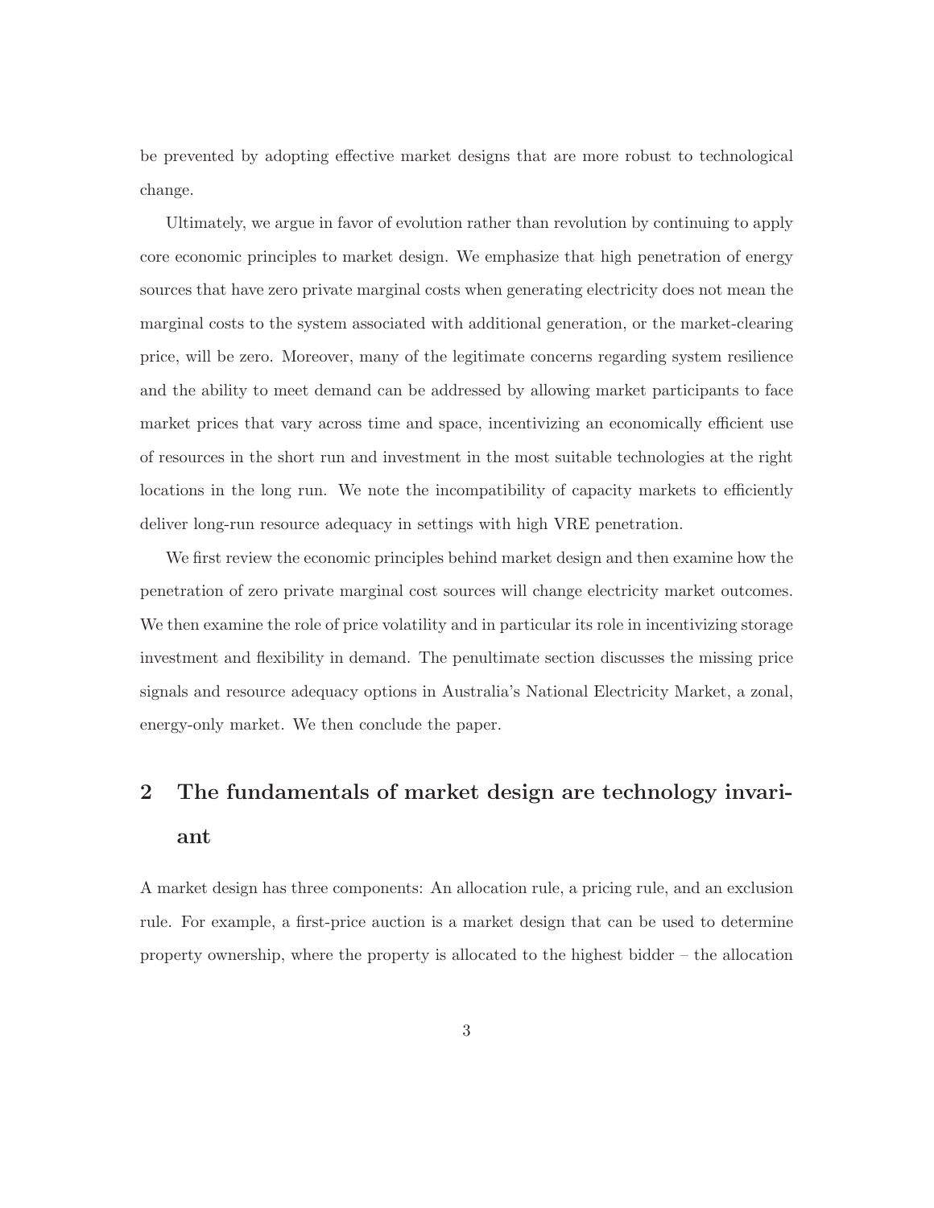be prevented by adopting effective market designs that are more robust to technological change.

Ultimately, we argue in favor of evolution rather than revolution by continuing to apply core economic principles to market design. We emphasize that high penetration of energy sources that have zero private marginal costs when generating electricity does not mean the marginal costs to the system associated with additional generation, or the market-clearing price, will be zero. Moreover, many of the legitimate concerns regarding system resilience and the ability to meet demand can be addressed by allowing market participants to face market prices that vary across time and space, incentivizing an economically efficient use of resources in the short run and investment in the most suitable technologies at the right locations in the long run. We note the incompatibility of capacity markets to efficiently deliver long-run resource adequacy in settings with high VRE penetration.

We first review the economic principles behind market design and then examine how the penetration of zero private marginal cost sources will change electricity market outcomes. We then examine the role of price volatility and in particular its role in incentivizing storage investment and flexibility in demand. The penultimate section discusses the missing price signals and resource adequacy options in Australia's National Electricity Market, a zonal, energy-only market. We then conclude the paper.

## 2 The fundamentals of market design are technology invariant

A market design has three components: An allocation rule, a pricing rule, and an exclusion rule. For example, a first-price auction is a market design that can be used to determine property ownership, where the property is allocated to the highest bidder – the allocation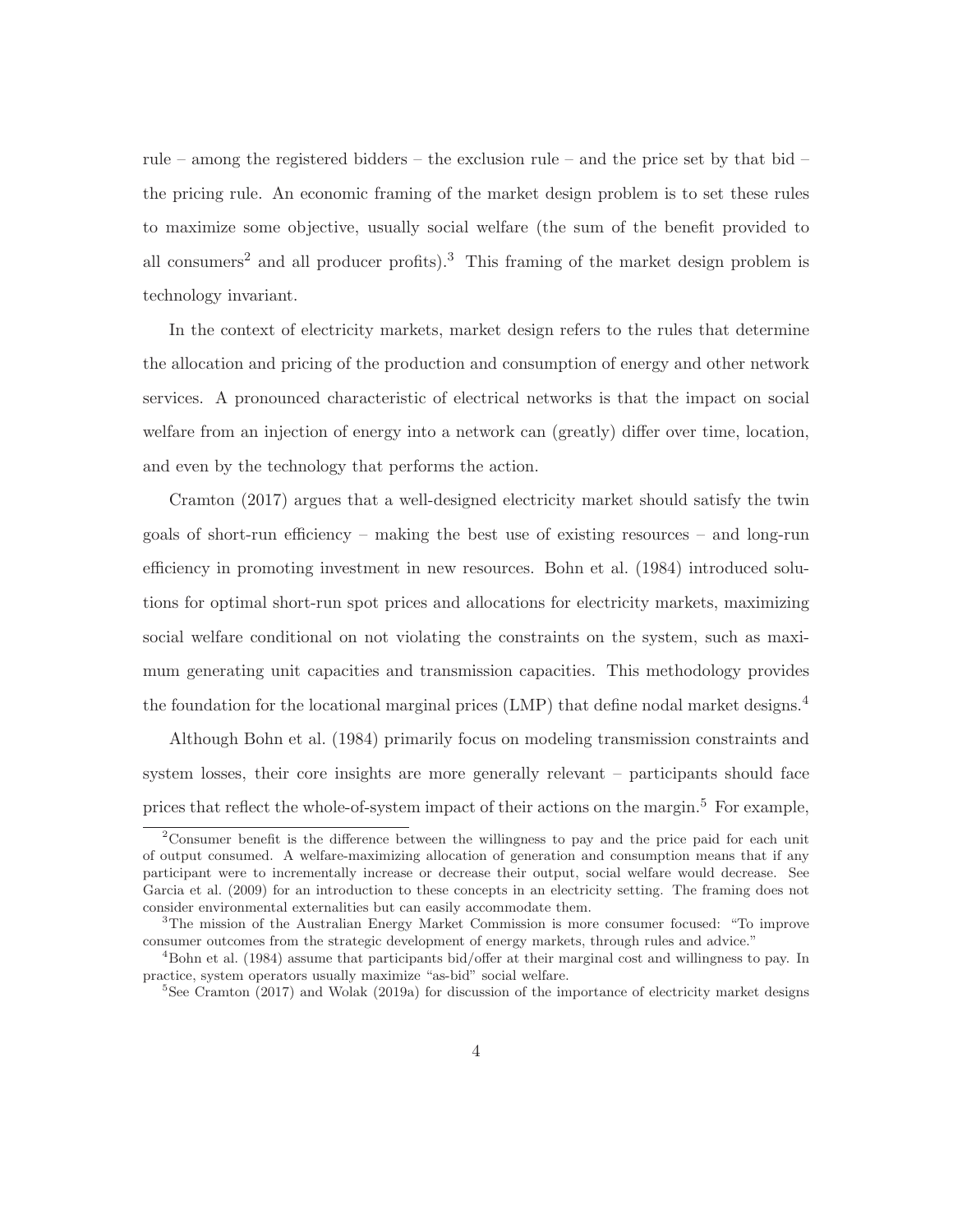rule – among the registered bidders – the exclusion rule – and the price set by that bid – the pricing rule. An economic framing of the market design problem is to set these rules to maximize some objective, usually social welfare (the sum of the benefit provided to all consumers[2] and all producer profits).[3] This framing of the market design problem is technology invariant.

In the context of electricity markets, market design refers to the rules that determine the allocation and pricing of the production and consumption of energy and other network services. A pronounced characteristic of electrical networks is that the impact on social welfare from an injection of energy into a network can (greatly) differ over time, location, and even by the technology that performs the action.

Cramton (2017) argues that a well-designed electricity market should satisfy the twin goals of short-run efficiency – making the best use of existing resources – and long-run efficiency in promoting investment in new resources. Bohn et al. (1984) introduced solutions for optimal short-run spot prices and allocations for electricity markets, maximizing social welfare conditional on not violating the constraints on the system, such as maximum generating unit capacities and transmission capacities. This methodology provides the foundation for the locational marginal prices (LMP) that define nodal market designs.[4]

Although Bohn et al. (1984) primarily focus on modeling transmission constraints and system losses, their core insights are more generally relevant – participants should face prices that reflect the whole-of-system impact of their actions on the margin.[5] For example,

[2]Consumer benefit is the difference between the willingness to pay and the price paid for each unit of output consumed. A welfare-maximizing allocation of generation and consumption means that if any participant were to incrementally increase or decrease their output, social welfare would decrease. See Garcia et al. (2009) for an introduction to these concepts in an electricity setting. The framing does not consider environmental externalities but can easily accommodate them.

[3]The mission of the Australian Energy Market Commission is more consumer focused: "To improve consumer outcomes from the strategic development of energy markets, through rules and advice."

[4]Bohn et al. (1984) assume that participants bid/offer at their marginal cost and willingness to pay. In practice, system operators usually maximize "as-bid" social welfare.

[5]See Cramton (2017) and Wolak (2019a) for discussion of the importance of electricity market designs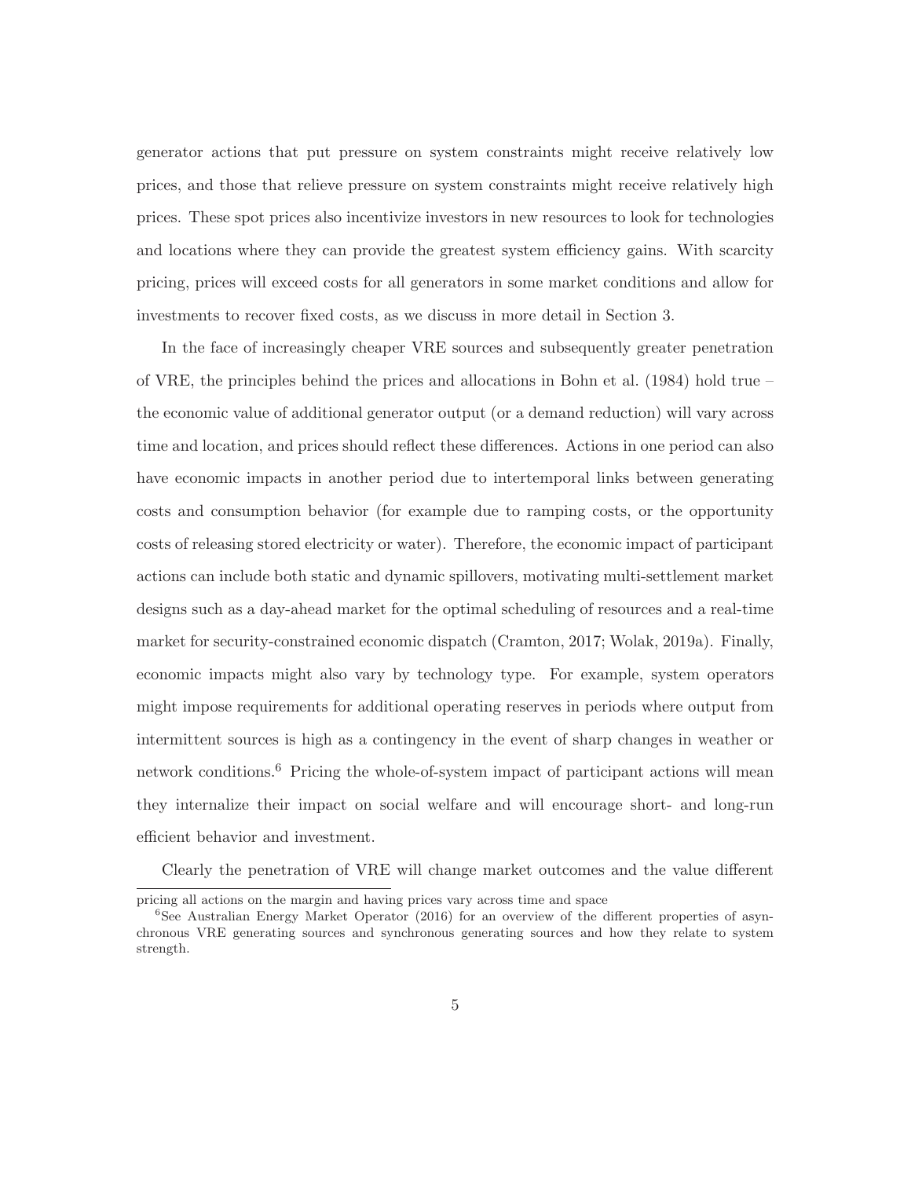generator actions that put pressure on system constraints might receive relatively low prices, and those that relieve pressure on system constraints might receive relatively high prices. These spot prices also incentivize investors in new resources to look for technologies and locations where they can provide the greatest system efficiency gains. With scarcity pricing, prices will exceed costs for all generators in some market conditions and allow for investments to recover fixed costs, as we discuss in more detail in Section 3.

In the face of increasingly cheaper VRE sources and subsequently greater penetration of VRE, the principles behind the prices and allocations in Bohn et al. (1984) hold true – the economic value of additional generator output (or a demand reduction) will vary across time and location, and prices should reflect these differences. Actions in one period can also have economic impacts in another period due to intertemporal links between generating costs and consumption behavior (for example due to ramping costs, or the opportunity costs of releasing stored electricity or water). Therefore, the economic impact of participant actions can include both static and dynamic spillovers, motivating multi-settlement market designs such as a day-ahead market for the optimal scheduling of resources and a real-time market for security-constrained economic dispatch (Cramton, 2017; Wolak, 2019a). Finally, economic impacts might also vary by technology type. For example, system operators might impose requirements for additional operating reserves in periods where output from intermittent sources is high as a contingency in the event of sharp changes in weather or network conditions.[6] Pricing the whole-of-system impact of participant actions will mean they internalize their impact on social welfare and will encourage short- and long-run efficient behavior and investment.

Clearly the penetration of VRE will change market outcomes and the value different

---

pricing all actions on the margin and having prices vary across time and space

[6] See Australian Energy Market Operator (2016) for an overview of the different properties of asynchronous VRE generating sources and synchronous generating sources and how they relate to system strength.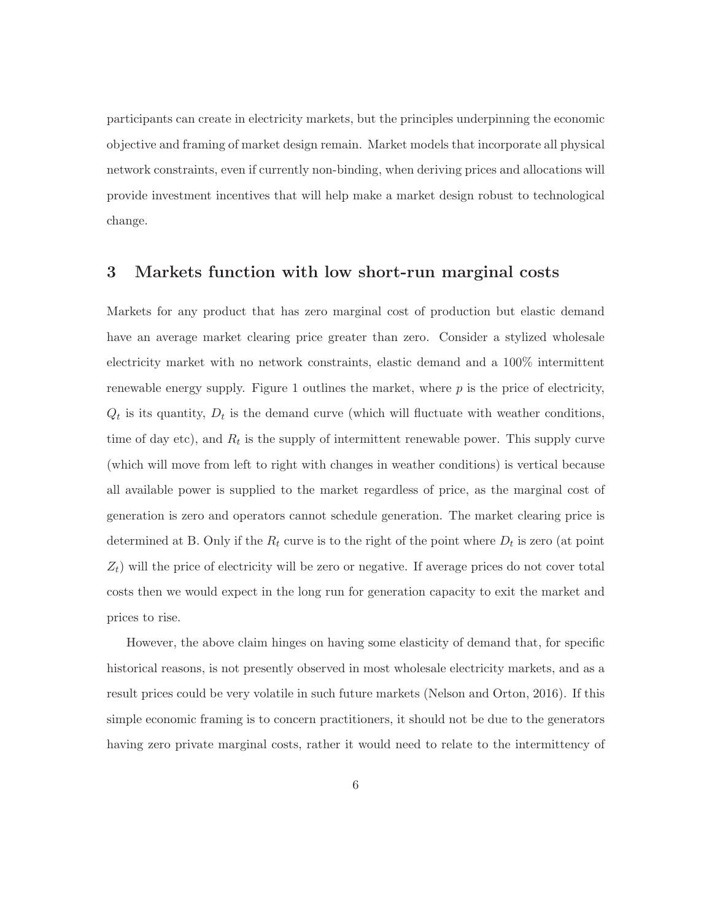participants can create in electricity markets, but the principles underpinning the economic objective and framing of market design remain. Market models that incorporate all physical network constraints, even if currently non-binding, when deriving prices and allocations will provide investment incentives that will help make a market design robust to technological change.

## 3 Markets function with low short-run marginal costs

Markets for any product that has zero marginal cost of production but elastic demand have an average market clearing price greater than zero. Consider a stylized wholesale electricity market with no network constraints, elastic demand and a 100% intermittent renewable energy supply. Figure 1 outlines the market, where $p$ is the price of electricity, $Q_t$ is its quantity, $D_t$ is the demand curve (which will fluctuate with weather conditions, time of day etc), and $R_t$ is the supply of intermittent renewable power. This supply curve (which will move from left to right with changes in weather conditions) is vertical because all available power is supplied to the market regardless of price, as the marginal cost of generation is zero and operators cannot schedule generation. The market clearing price is determined at B. Only if the $R_t$ curve is to the right of the point where $D_t$ is zero (at point $Z_t$) will the price of electricity will be zero or negative. If average prices do not cover total costs then we would expect in the long run for generation capacity to exit the market and prices to rise.

However, the above claim hinges on having some elasticity of demand that, for specific historical reasons, is not presently observed in most wholesale electricity markets, and as a result prices could be very volatile in such future markets (Nelson and Orton, 2016). If this simple economic framing is to concern practitioners, it should not be due to the generators having zero private marginal costs, rather it would need to relate to the intermittency of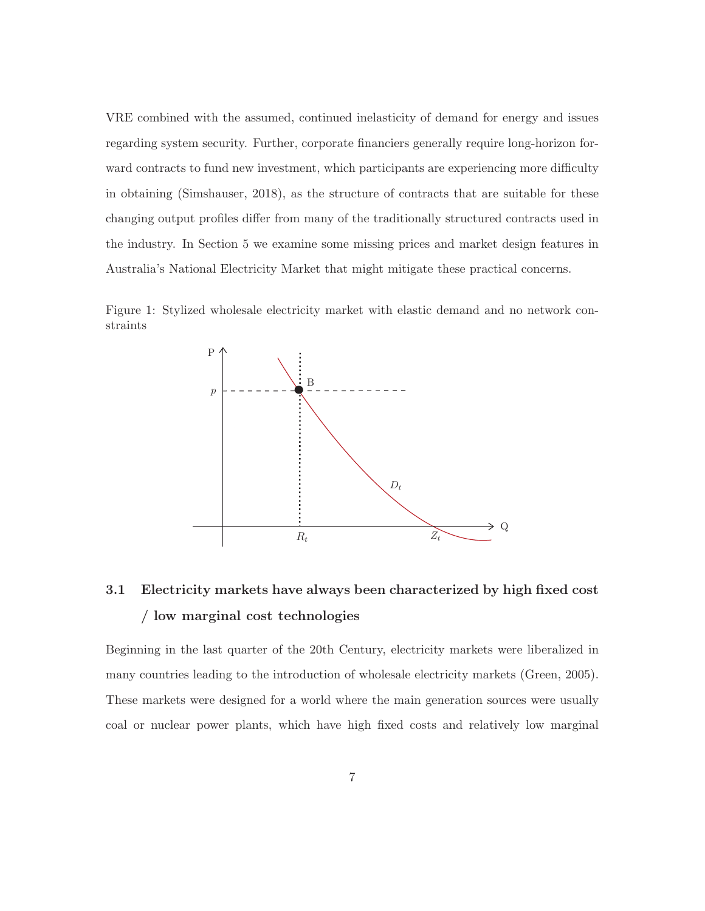VRE combined with the assumed, continued inelasticity of demand for energy and issues regarding system security. Further, corporate financiers generally require long-horizon forward contracts to fund new investment, which participants are experiencing more difficulty in obtaining (Simshauser, 2018), as the structure of contracts that are suitable for these changing output profiles differ from many of the traditionally structured contracts used in the industry. In Section 5 we examine some missing prices and market design features in Australia's National Electricity Market that might mitigate these practical concerns.

Figure 1: Stylized wholesale electricity market with elastic demand and no network constraints

### 3.1 Electricity markets have always been characterized by high fixed cost / low marginal cost technologies

Beginning in the last quarter of the 20th Century, electricity markets were liberalized in many countries leading to the introduction of wholesale electricity markets (Green, 2005). These markets were designed for a world where the main generation sources were usually coal or nuclear power plants, which have high fixed costs and relatively low marginal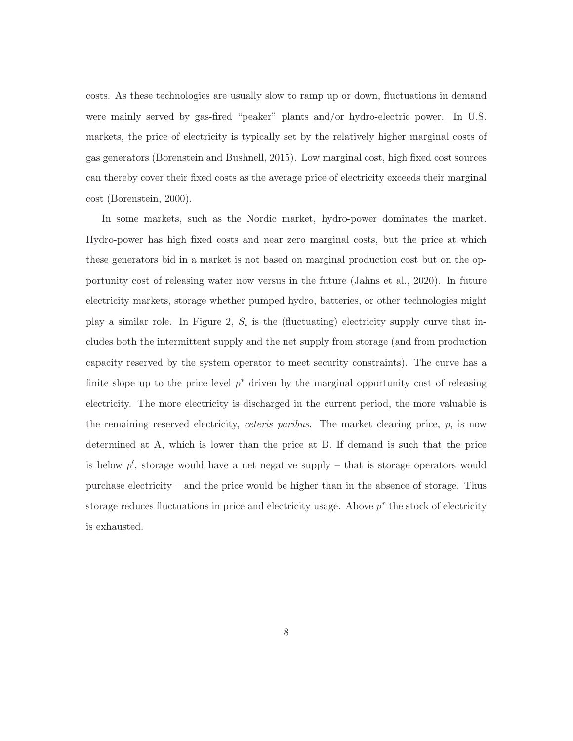costs. As these technologies are usually slow to ramp up or down, fluctuations in demand were mainly served by gas-fired "peaker" plants and/or hydro-electric power. In U.S. markets, the price of electricity is typically set by the relatively higher marginal costs of gas generators (Borenstein and Bushnell, 2015). Low marginal cost, high fixed cost sources can thereby cover their fixed costs as the average price of electricity exceeds their marginal cost (Borenstein, 2000).

In some markets, such as the Nordic market, hydro-power dominates the market. Hydro-power has high fixed costs and near zero marginal costs, but the price at which these generators bid in a market is not based on marginal production cost but on the opportunity cost of releasing water now versus in the future (Jahns et al., 2020). In future electricity markets, storage whether pumped hydro, batteries, or other technologies might play a similar role. In Figure 2, $S_t$ is the (fluctuating) electricity supply curve that includes both the intermittent supply and the net supply from storage (and from production capacity reserved by the system operator to meet security constraints). The curve has a finite slope up to the price level $p^*$ driven by the marginal opportunity cost of releasing electricity. The more electricity is discharged in the current period, the more valuable is the remaining reserved electricity, *ceteris paribus*. The market clearing price, $p$, is now determined at A, which is lower than the price at B. If demand is such that the price is below $p'$, storage would have a net negative supply – that is storage operators would purchase electricity – and the price would be higher than in the absence of storage. Thus storage reduces fluctuations in price and electricity usage. Above $p^*$ the stock of electricity is exhausted.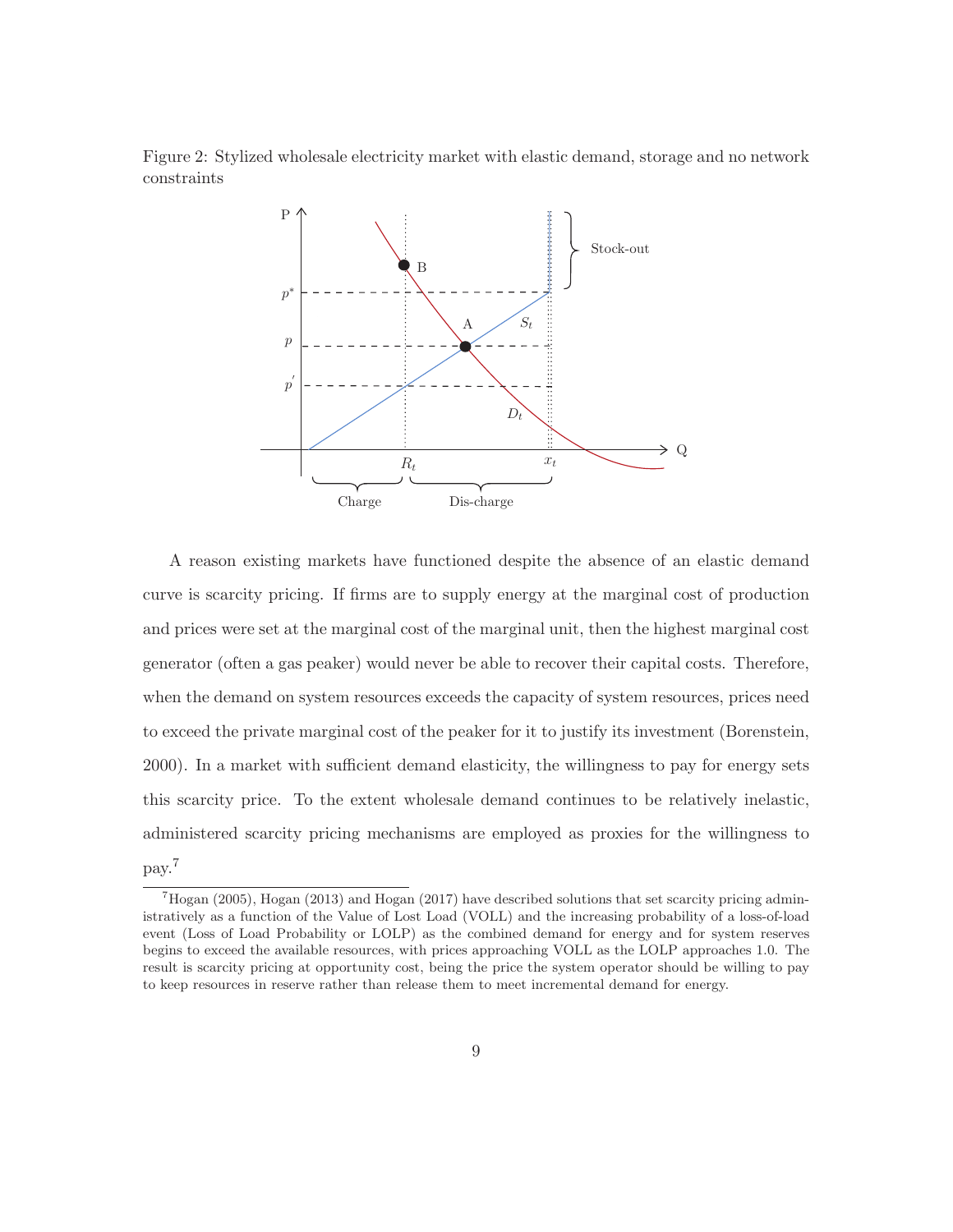Figure 2: Stylized wholesale electricity market with elastic demand, storage and no network constraints

A reason existing markets have functioned despite the absence of an elastic demand curve is scarcity pricing. If firms are to supply energy at the marginal cost of production and prices were set at the marginal cost of the marginal unit, then the highest marginal cost generator (often a gas peaker) would never be able to recover their capital costs. Therefore, when the demand on system resources exceeds the capacity of system resources, prices need to exceed the private marginal cost of the peaker for it to justify its investment (Borenstein, 2000). In a market with sufficient demand elasticity, the willingness to pay for energy sets this scarcity price. To the extent wholesale demand continues to be relatively inelastic, administered scarcity pricing mechanisms are employed as proxies for the willingness to pay.[7]

[7] Hogan (2005), Hogan (2013) and Hogan (2017) have described solutions that set scarcity pricing administratively as a function of the Value of Lost Load (VOLL) and the increasing probability of a loss-of-load event (Loss of Load Probability or LOLP) as the combined demand for energy and for system reserves begins to exceed the available resources, with prices approaching VOLL as the LOLP approaches 1.0. The result is scarcity pricing at opportunity cost, being the price the system operator should be willing to pay to keep resources in reserve rather than release them to meet incremental demand for energy.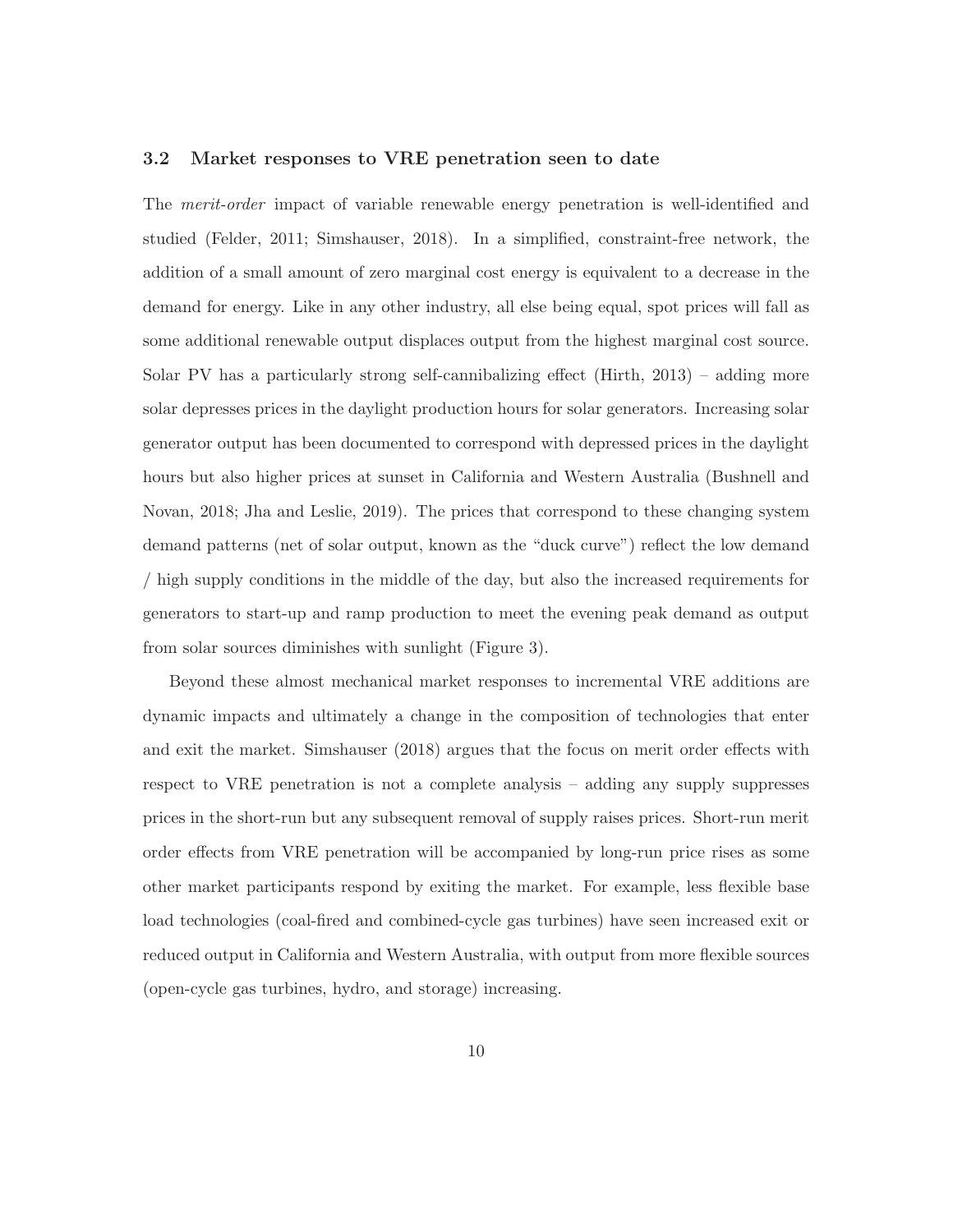### 3.2 Market responses to VRE penetration seen to date

The *merit-order* impact of variable renewable energy penetration is well-identified and studied (Felder, 2011; Simshauser, 2018). In a simplified, constraint-free network, the addition of a small amount of zero marginal cost energy is equivalent to a decrease in the demand for energy. Like in any other industry, all else being equal, spot prices will fall as some additional renewable output displaces output from the highest marginal cost source. Solar PV has a particularly strong self-cannibalizing effect (Hirth, 2013) – adding more solar depresses prices in the daylight production hours for solar generators. Increasing solar generator output has been documented to correspond with depressed prices in the daylight hours but also higher prices at sunset in California and Western Australia (Bushnell and Novan, 2018; Jha and Leslie, 2019). The prices that correspond to these changing system demand patterns (net of solar output, known as the "duck curve") reflect the low demand / high supply conditions in the middle of the day, but also the increased requirements for generators to start-up and ramp production to meet the evening peak demand as output from solar sources diminishes with sunlight (Figure 3).

Beyond these almost mechanical market responses to incremental VRE additions are dynamic impacts and ultimately a change in the composition of technologies that enter and exit the market. Simshauser (2018) argues that the focus on merit order effects with respect to VRE penetration is not a complete analysis – adding any supply suppresses prices in the short-run but any subsequent removal of supply raises prices. Short-run merit order effects from VRE penetration will be accompanied by long-run price rises as some other market participants respond by exiting the market. For example, less flexible base load technologies (coal-fired and combined-cycle gas turbines) have seen increased exit or reduced output in California and Western Australia, with output from more flexible sources (open-cycle gas turbines, hydro, and storage) increasing.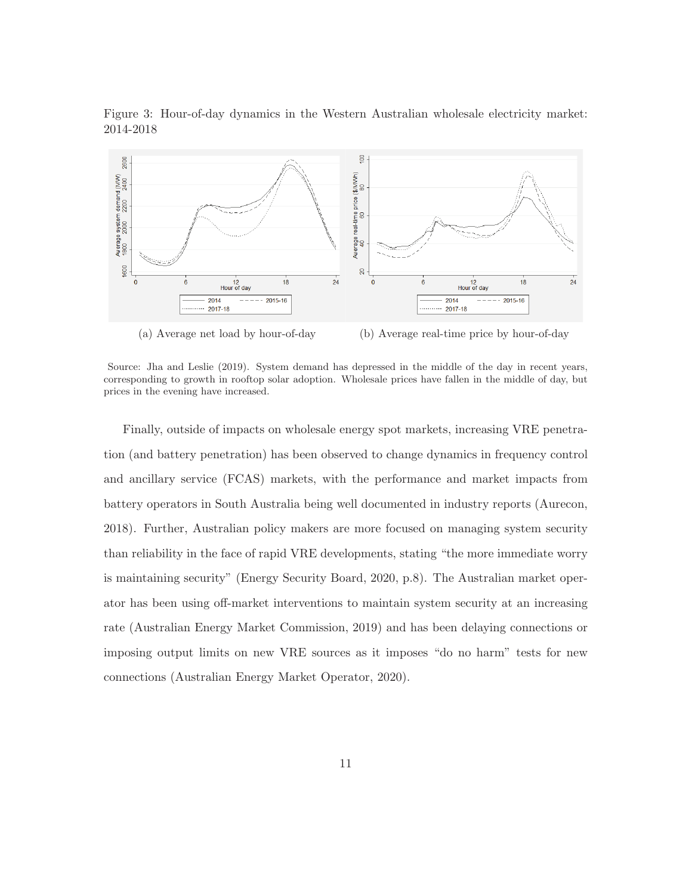Figure 3: Hour-of-day dynamics in the Western Australian wholesale electricity market: 2014-2018

(a) Average net load by hour-of-day

(b) Average real-time price by hour-of-day

Source: Jha and Leslie (2019). System demand has depressed in the middle of the day in recent years, corresponding to growth in rooftop solar adoption. Wholesale prices have fallen in the middle of day, but prices in the evening have increased.

Finally, outside of impacts on wholesale energy spot markets, increasing VRE penetration (and battery penetration) has been observed to change dynamics in frequency control and ancillary service (FCAS) markets, with the performance and market impacts from battery operators in South Australia being well documented in industry reports (Aurecon, 2018). Further, Australian policy makers are more focused on managing system security than reliability in the face of rapid VRE developments, stating "the more immediate worry is maintaining security" (Energy Security Board, 2020, p.8). The Australian market operator has been using off-market interventions to maintain system security at an increasing rate (Australian Energy Market Commission, 2019) and has been delaying connections or imposing output limits on new VRE sources as it imposes "do no harm" tests for new connections (Australian Energy Market Operator, 2020).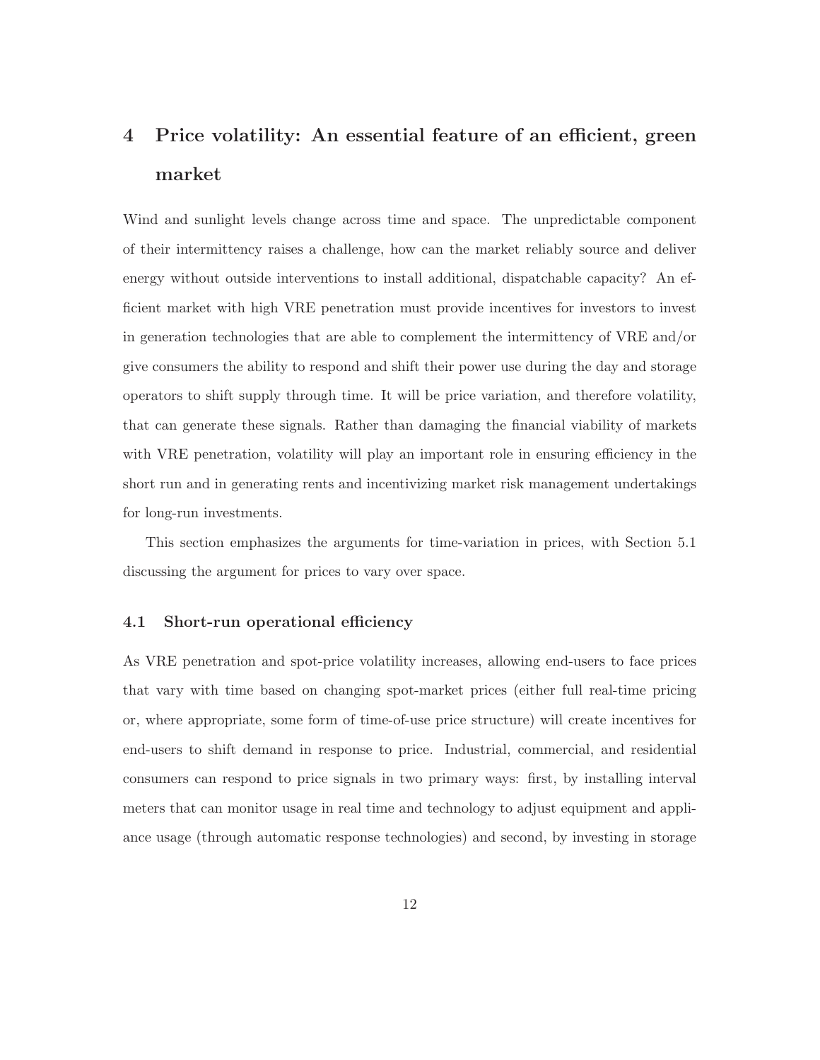# 4 Price volatility: An essential feature of an efficient, green market

Wind and sunlight levels change across time and space. The unpredictable component of their intermittency raises a challenge, how can the market reliably source and deliver energy without outside interventions to install additional, dispatchable capacity? An efficient market with high VRE penetration must provide incentives for investors to invest in generation technologies that are able to complement the intermittency of VRE and/or give consumers the ability to respond and shift their power use during the day and storage operators to shift supply through time. It will be price variation, and therefore volatility, that can generate these signals. Rather than damaging the financial viability of markets with VRE penetration, volatility will play an important role in ensuring efficiency in the short run and in generating rents and incentivizing market risk management undertakings for long-run investments.

This section emphasizes the arguments for time-variation in prices, with Section 5.1 discussing the argument for prices to vary over space.

## 4.1 Short-run operational efficiency

As VRE penetration and spot-price volatility increases, allowing end-users to face prices that vary with time based on changing spot-market prices (either full real-time pricing or, where appropriate, some form of time-of-use price structure) will create incentives for end-users to shift demand in response to price. Industrial, commercial, and residential consumers can respond to price signals in two primary ways: first, by installing interval meters that can monitor usage in real time and technology to adjust equipment and appliance usage (through automatic response technologies) and second, by investing in storage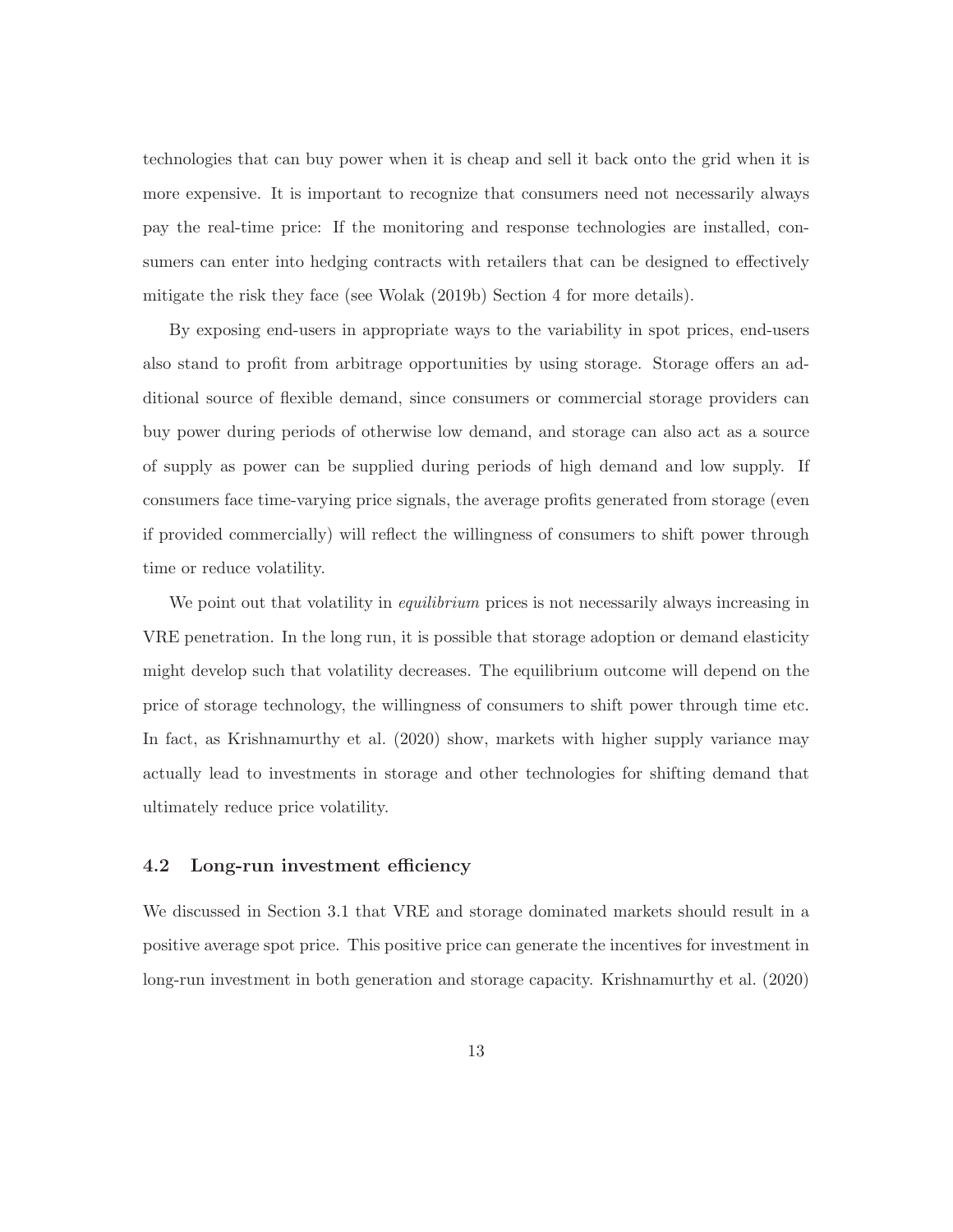technologies that can buy power when it is cheap and sell it back onto the grid when it is more expensive. It is important to recognize that consumers need not necessarily always pay the real-time price: If the monitoring and response technologies are installed, consumers can enter into hedging contracts with retailers that can be designed to effectively mitigate the risk they face (see Wolak (2019b) Section 4 for more details).

By exposing end-users in appropriate ways to the variability in spot prices, end-users also stand to profit from arbitrage opportunities by using storage. Storage offers an additional source of flexible demand, since consumers or commercial storage providers can buy power during periods of otherwise low demand, and storage can also act as a source of supply as power can be supplied during periods of high demand and low supply. If consumers face time-varying price signals, the average profits generated from storage (even if provided commercially) will reflect the willingness of consumers to shift power through time or reduce volatility.

We point out that volatility in *equilibrium* prices is not necessarily always increasing in VRE penetration. In the long run, it is possible that storage adoption or demand elasticity might develop such that volatility decreases. The equilibrium outcome will depend on the price of storage technology, the willingness of consumers to shift power through time etc. In fact, as Krishnamurthy et al. (2020) show, markets with higher supply variance may actually lead to investments in storage and other technologies for shifting demand that ultimately reduce price volatility.

### 4.2 Long-run investment efficiency

We discussed in Section 3.1 that VRE and storage dominated markets should result in a positive average spot price. This positive price can generate the incentives for investment in long-run investment in both generation and storage capacity. Krishnamurthy et al. (2020)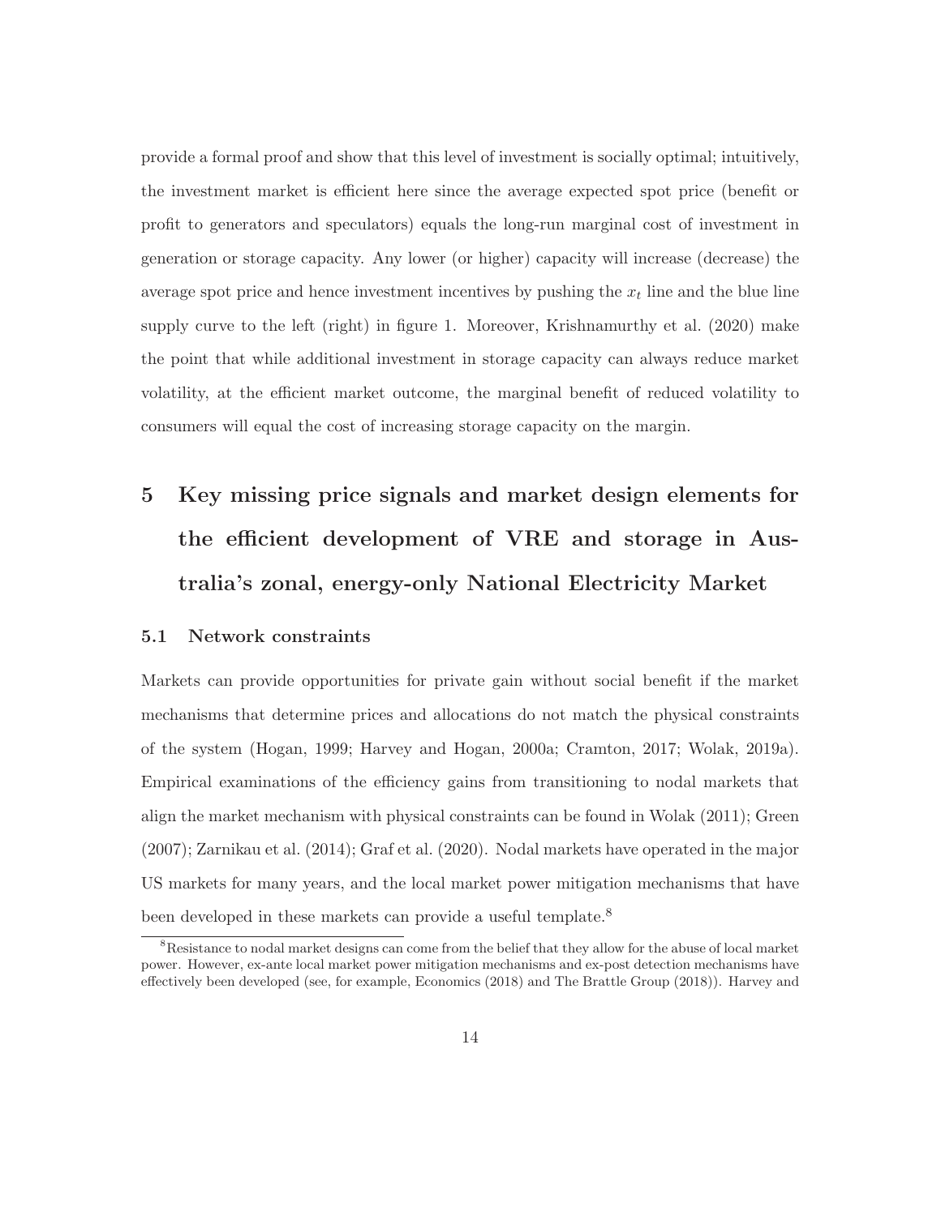provide a formal proof and show that this level of investment is socially optimal; intuitively, the investment market is efficient here since the average expected spot price (benefit or profit to generators and speculators) equals the long-run marginal cost of investment in generation or storage capacity. Any lower (or higher) capacity will increase (decrease) the average spot price and hence investment incentives by pushing the $x_t$ line and the blue line supply curve to the left (right) in figure 1. Moreover, Krishnamurthy et al. (2020) make the point that while additional investment in storage capacity can always reduce market volatility, at the efficient market outcome, the marginal benefit of reduced volatility to consumers will equal the cost of increasing storage capacity on the margin.

# 5 Key missing price signals and market design elements for the efficient development of VRE and storage in Australia's zonal, energy-only National Electricity Market

## 5.1 Network constraints

Markets can provide opportunities for private gain without social benefit if the market mechanisms that determine prices and allocations do not match the physical constraints of the system (Hogan, 1999; Harvey and Hogan, 2000a; Cramton, 2017; Wolak, 2019a). Empirical examinations of the efficiency gains from transitioning to nodal markets that align the market mechanism with physical constraints can be found in Wolak (2011); Green (2007); Zarnikau et al. (2014); Graf et al. (2020). Nodal markets have operated in the major US markets for many years, and the local market power mitigation mechanisms that have been developed in these markets can provide a useful template.[8]

[8] Resistance to nodal market designs can come from the belief that they allow for the abuse of local market power. However, ex-ante local market power mitigation mechanisms and ex-post detection mechanisms have effectively been developed (see, for example, Economics (2018) and The Brattle Group (2018)). Harvey and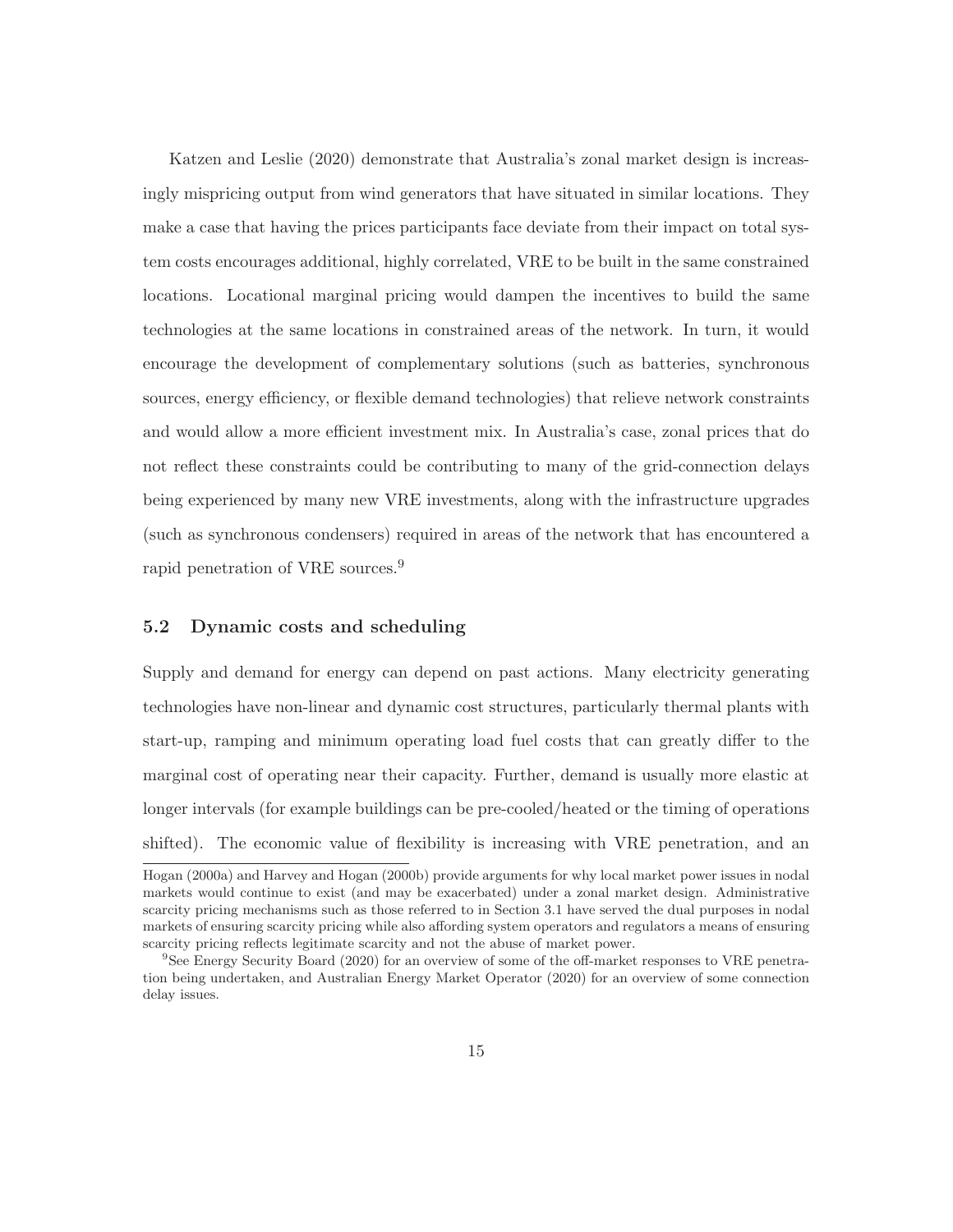Katzen and Leslie (2020) demonstrate that Australia's zonal market design is increasingly mispricing output from wind generators that have situated in similar locations. They make a case that having the prices participants face deviate from their impact on total system costs encourages additional, highly correlated, VRE to be built in the same constrained locations. Locational marginal pricing would dampen the incentives to build the same technologies at the same locations in constrained areas of the network. In turn, it would encourage the development of complementary solutions (such as batteries, synchronous sources, energy efficiency, or flexible demand technologies) that relieve network constraints and would allow a more efficient investment mix. In Australia's case, zonal prices that do not reflect these constraints could be contributing to many of the grid-connection delays being experienced by many new VRE investments, along with the infrastructure upgrades (such as synchronous condensers) required in areas of the network that has encountered a rapid penetration of VRE sources.[9]

### 5.2 Dynamic costs and scheduling

Supply and demand for energy can depend on past actions. Many electricity generating technologies have non-linear and dynamic cost structures, particularly thermal plants with start-up, ramping and minimum operating load fuel costs that can greatly differ to the marginal cost of operating near their capacity. Further, demand is usually more elastic at longer intervals (for example buildings can be pre-cooled/heated or the timing of operations shifted). The economic value of flexibility is increasing with VRE penetration, and an

Hogan (2000a) and Harvey and Hogan (2000b) provide arguments for why local market power issues in nodal markets would continue to exist (and may be exacerbated) under a zonal market design. Administrative scarcity pricing mechanisms such as those referred to in Section 3.1 have served the dual purposes in nodal markets of ensuring scarcity pricing while also affording system operators and regulators a means of ensuring scarcity pricing reflects legitimate scarcity and not the abuse of market power.

[9] See Energy Security Board (2020) for an overview of some of the off-market responses to VRE penetration being undertaken, and Australian Energy Market Operator (2020) for an overview of some connection delay issues.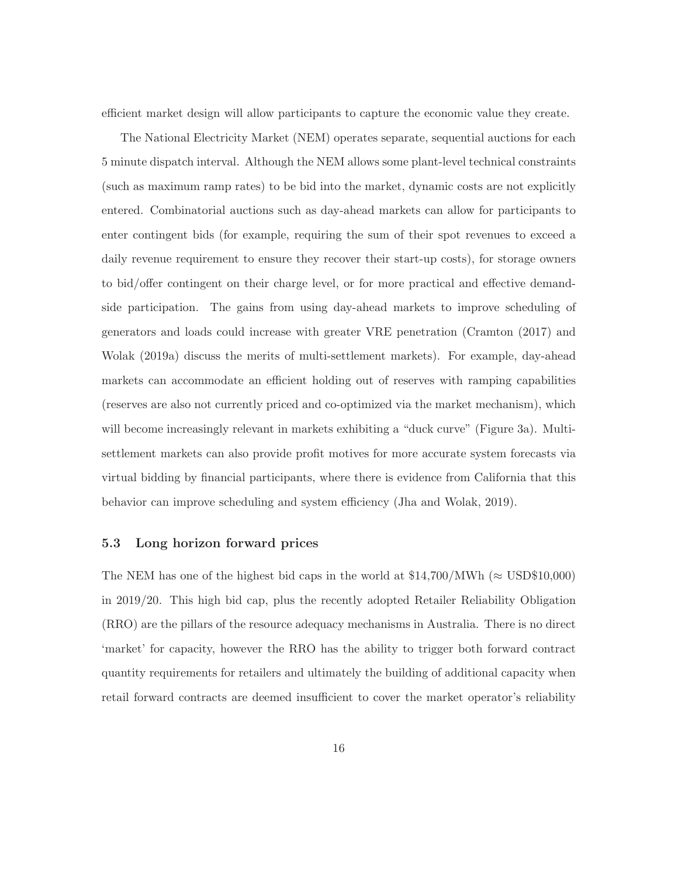efficient market design will allow participants to capture the economic value they create.

The National Electricity Market (NEM) operates separate, sequential auctions for each 5 minute dispatch interval. Although the NEM allows some plant-level technical constraints (such as maximum ramp rates) to be bid into the market, dynamic costs are not explicitly entered. Combinatorial auctions such as day-ahead markets can allow for participants to enter contingent bids (for example, requiring the sum of their spot revenues to exceed a daily revenue requirement to ensure they recover their start-up costs), for storage owners to bid/offer contingent on their charge level, or for more practical and effective demand-side participation. The gains from using day-ahead markets to improve scheduling of generators and loads could increase with greater VRE penetration (Cramton (2017) and Wolak (2019a) discuss the merits of multi-settlement markets). For example, day-ahead markets can accommodate an efficient holding out of reserves with ramping capabilities (reserves are also not currently priced and co-optimized via the market mechanism), which will become increasingly relevant in markets exhibiting a "duck curve" (Figure 3a). Multi-settlement markets can also provide profit motives for more accurate system forecasts via virtual bidding by financial participants, where there is evidence from California that this behavior can improve scheduling and system efficiency (Jha and Wolak, 2019).

### 5.3 Long horizon forward prices

The NEM has one of the highest bid caps in the world at \$14,700/MWh ($\approx$ USD\$10,000) in 2019/20. This high bid cap, plus the recently adopted Retailer Reliability Obligation (RRO) are the pillars of the resource adequacy mechanisms in Australia. There is no direct 'market' for capacity, however the RRO has the ability to trigger both forward contract quantity requirements for retailers and ultimately the building of additional capacity when retail forward contracts are deemed insufficient to cover the market operator's reliability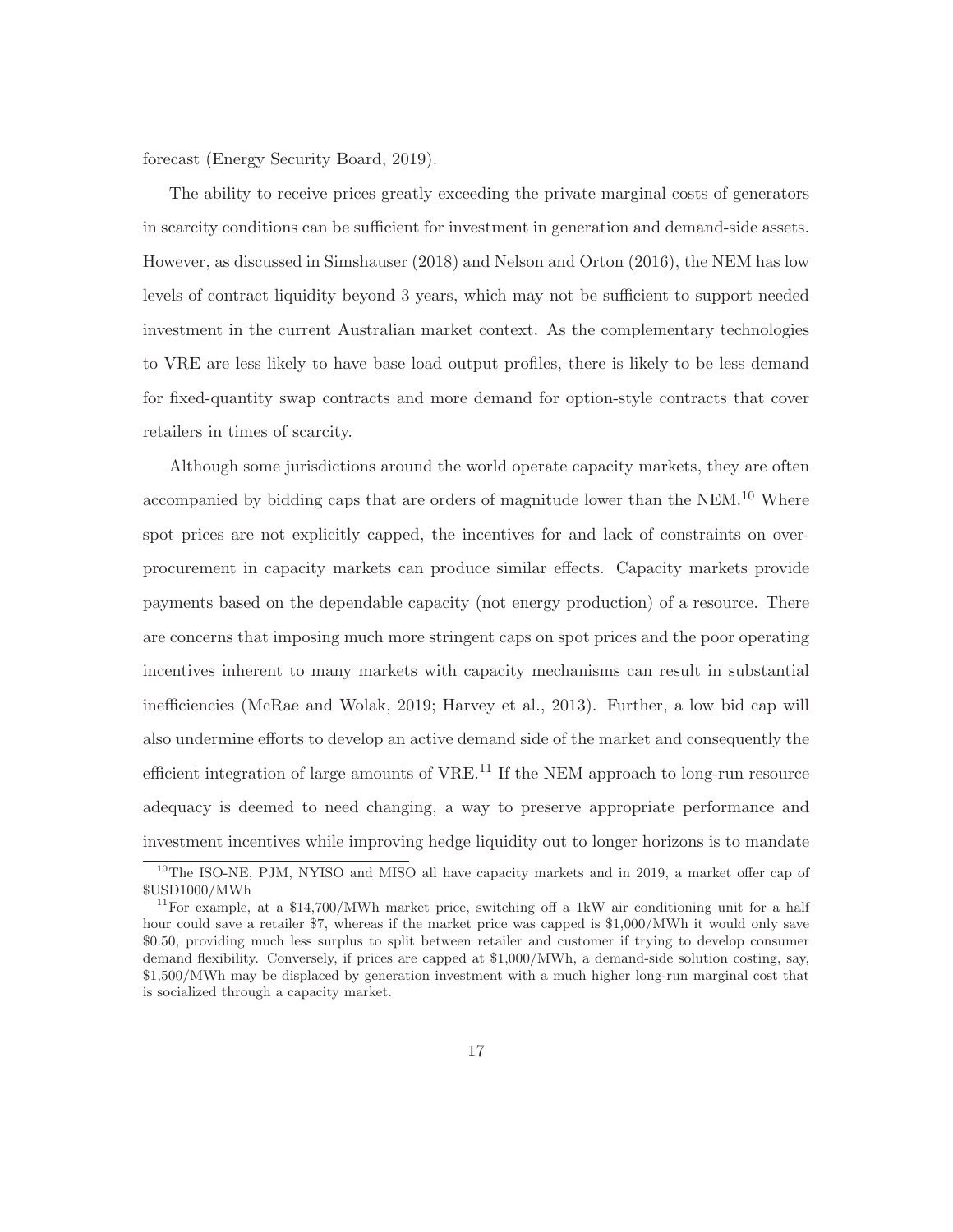forecast (Energy Security Board, 2019).

The ability to receive prices greatly exceeding the private marginal costs of generators in scarcity conditions can be sufficient for investment in generation and demand-side assets. However, as discussed in Simshauser (2018) and Nelson and Orton (2016), the NEM has low levels of contract liquidity beyond 3 years, which may not be sufficient to support needed investment in the current Australian market context. As the complementary technologies to VRE are less likely to have base load output profiles, there is likely to be less demand for fixed-quantity swap contracts and more demand for option-style contracts that cover retailers in times of scarcity.

Although some jurisdictions around the world operate capacity markets, they are often accompanied by bidding caps that are orders of magnitude lower than the NEM.[10] Where spot prices are not explicitly capped, the incentives for and lack of constraints on over-procurement in capacity markets can produce similar effects. Capacity markets provide payments based on the dependable capacity (not energy production) of a resource. There are concerns that imposing much more stringent caps on spot prices and the poor operating incentives inherent to many markets with capacity mechanisms can result in substantial inefficiencies (McRae and Wolak, 2019; Harvey et al., 2013). Further, a low bid cap will also undermine efforts to develop an active demand side of the market and consequently the efficient integration of large amounts of VRE.[11] If the NEM approach to long-run resource adequacy is deemed to need changing, a way to preserve appropriate performance and investment incentives while improving hedge liquidity out to longer horizons is to mandate

---

[10] The ISO-NE, PJM, NYISO and MISO all have capacity markets and in 2019, a market offer cap of $USD1000/MWh

[11] For example, at a $14,700/MWh market price, switching off a 1kW air conditioning unit for a half hour could save a retailer $7, whereas if the market price was capped is $1,000/MWh it would only save $0.50, providing much less surplus to split between retailer and customer if trying to develop consumer demand flexibility. Conversely, if prices are capped at $1,000/MWh, a demand-side solution costing, say, $1,500/MWh may be displaced by generation investment with a much higher long-run marginal cost that is socialized through a capacity market.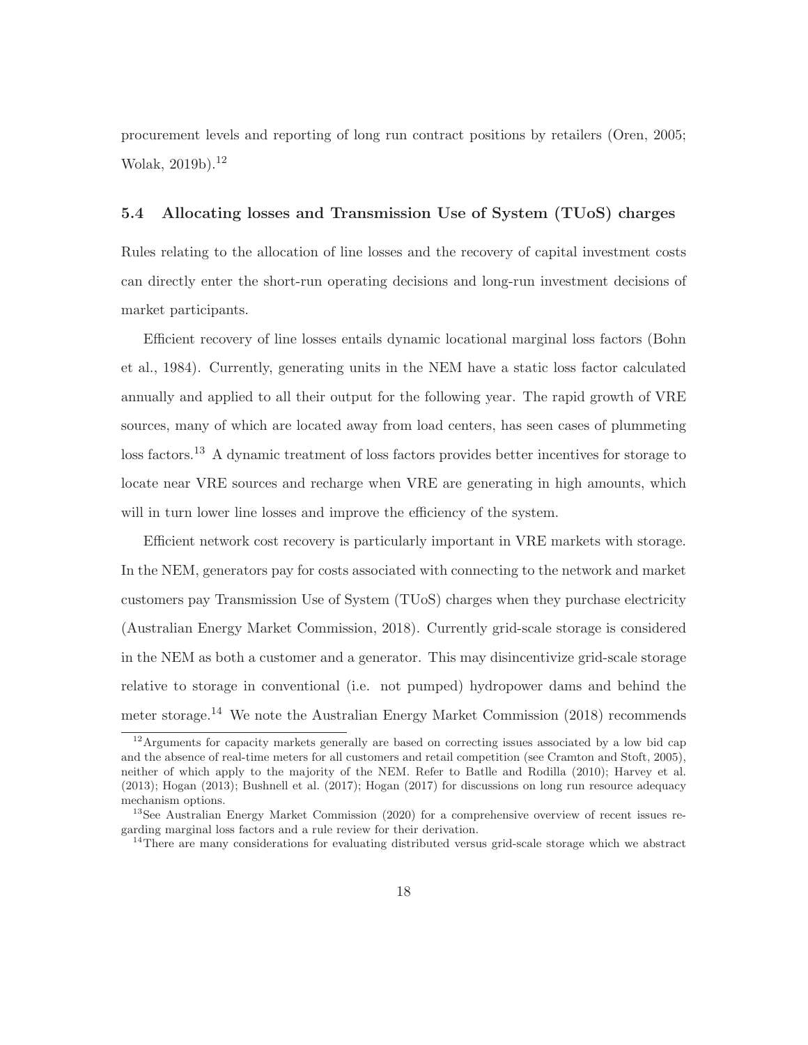procurement levels and reporting of long run contract positions by retailers (Oren, 2005; Wolak, 2019b).[12]

### 5.4 Allocating losses and Transmission Use of System (TUoS) charges

Rules relating to the allocation of line losses and the recovery of capital investment costs can directly enter the short-run operating decisions and long-run investment decisions of market participants.

Efficient recovery of line losses entails dynamic locational marginal loss factors (Bohn et al., 1984). Currently, generating units in the NEM have a static loss factor calculated annually and applied to all their output for the following year. The rapid growth of VRE sources, many of which are located away from load centers, has seen cases of plummeting loss factors.[13] A dynamic treatment of loss factors provides better incentives for storage to locate near VRE sources and recharge when VRE are generating in high amounts, which will in turn lower line losses and improve the efficiency of the system.

Efficient network cost recovery is particularly important in VRE markets with storage. In the NEM, generators pay for costs associated with connecting to the network and market customers pay Transmission Use of System (TUoS) charges when they purchase electricity (Australian Energy Market Commission, 2018). Currently grid-scale storage is considered in the NEM as both a customer and a generator. This may disincentivize grid-scale storage relative to storage in conventional (i.e. not pumped) hydropower dams and behind the meter storage.[14] We note the Australian Energy Market Commission (2018) recommends

---

[12] Arguments for capacity markets generally are based on correcting issues associated by a low bid cap and the absence of real-time meters for all customers and retail competition (see Cramton and Stoft, 2005), neither of which apply to the majority of the NEM. Refer to Batlle and Rodilla (2010); Harvey et al. (2013); Hogan (2013); Bushnell et al. (2017); Hogan (2017) for discussions on long run resource adequacy mechanism options.

[13] See Australian Energy Market Commission (2020) for a comprehensive overview of recent issues regarding marginal loss factors and a rule review for their derivation.

[14] There are many considerations for evaluating distributed versus grid-scale storage which we abstract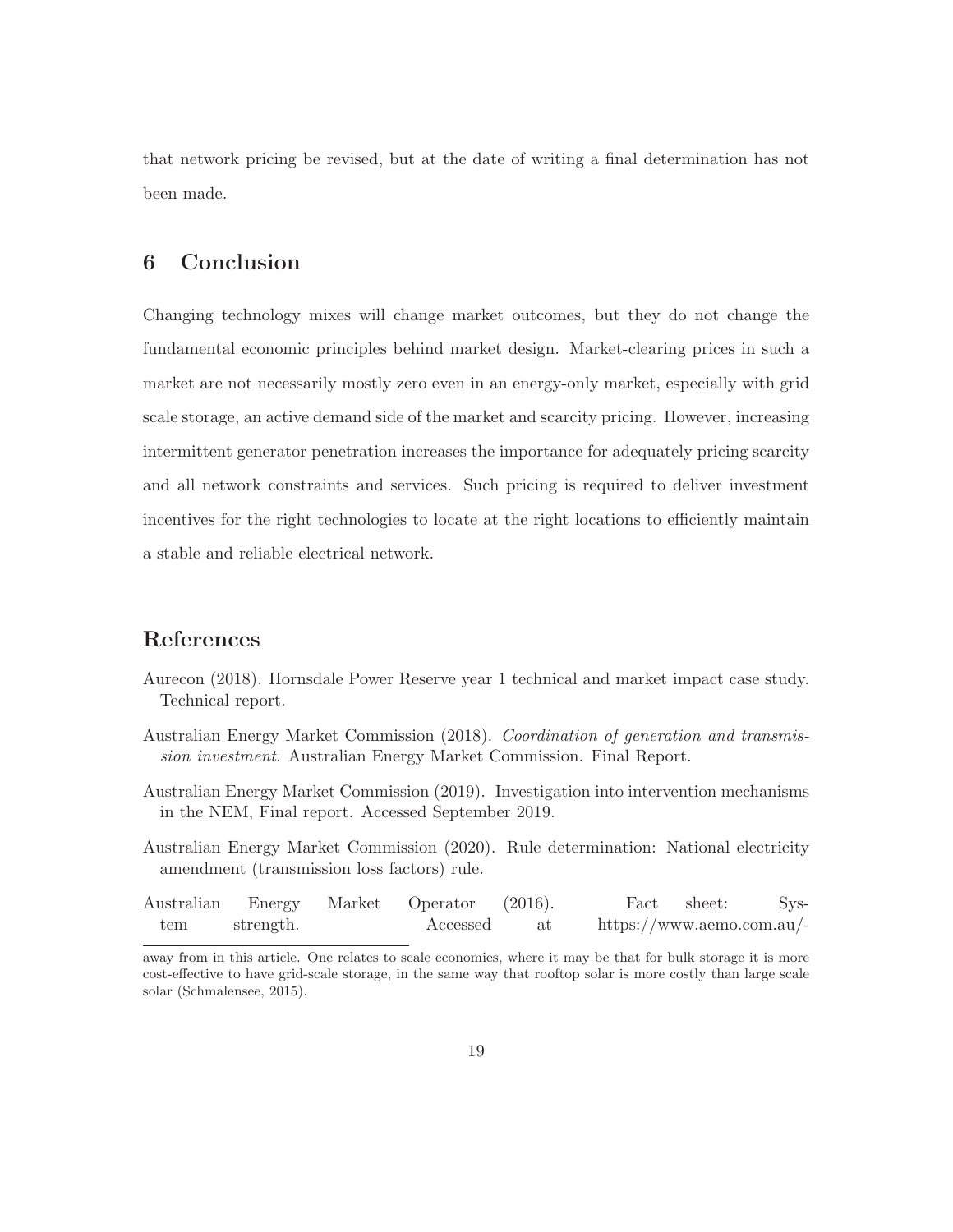that network pricing be revised, but at the date of writing a final determination has not been made.

## 6 Conclusion

Changing technology mixes will change market outcomes, but they do not change the fundamental economic principles behind market design. Market-clearing prices in such a market are not necessarily mostly zero even in an energy-only market, especially with grid scale storage, an active demand side of the market and scarcity pricing. However, increasing intermittent generator penetration increases the importance for adequately pricing scarcity and all network constraints and services. Such pricing is required to deliver investment incentives for the right technologies to locate at the right locations to efficiently maintain a stable and reliable electrical network.

## References

Aurecon (2018). Hornsdale Power Reserve year 1 technical and market impact case study. Technical report.

Australian Energy Market Commission (2018). *Coordination of generation and transmission investment*. Australian Energy Market Commission. Final Report.

Australian Energy Market Commission (2019). Investigation into intervention mechanisms in the NEM, Final report. Accessed September 2019.

Australian Energy Market Commission (2020). Rule determination: National electricity amendment (transmission loss factors) rule.

Australian Energy Market Operator (2016). Fact sheet: System strength. Accessed at https://www.aemo.com.au/-

---

away from in this article. One relates to scale economies, where it may be that for bulk storage it is more cost-effective to have grid-scale storage, in the same way that rooftop solar is more costly than large scale solar (Schmalensee, 2015).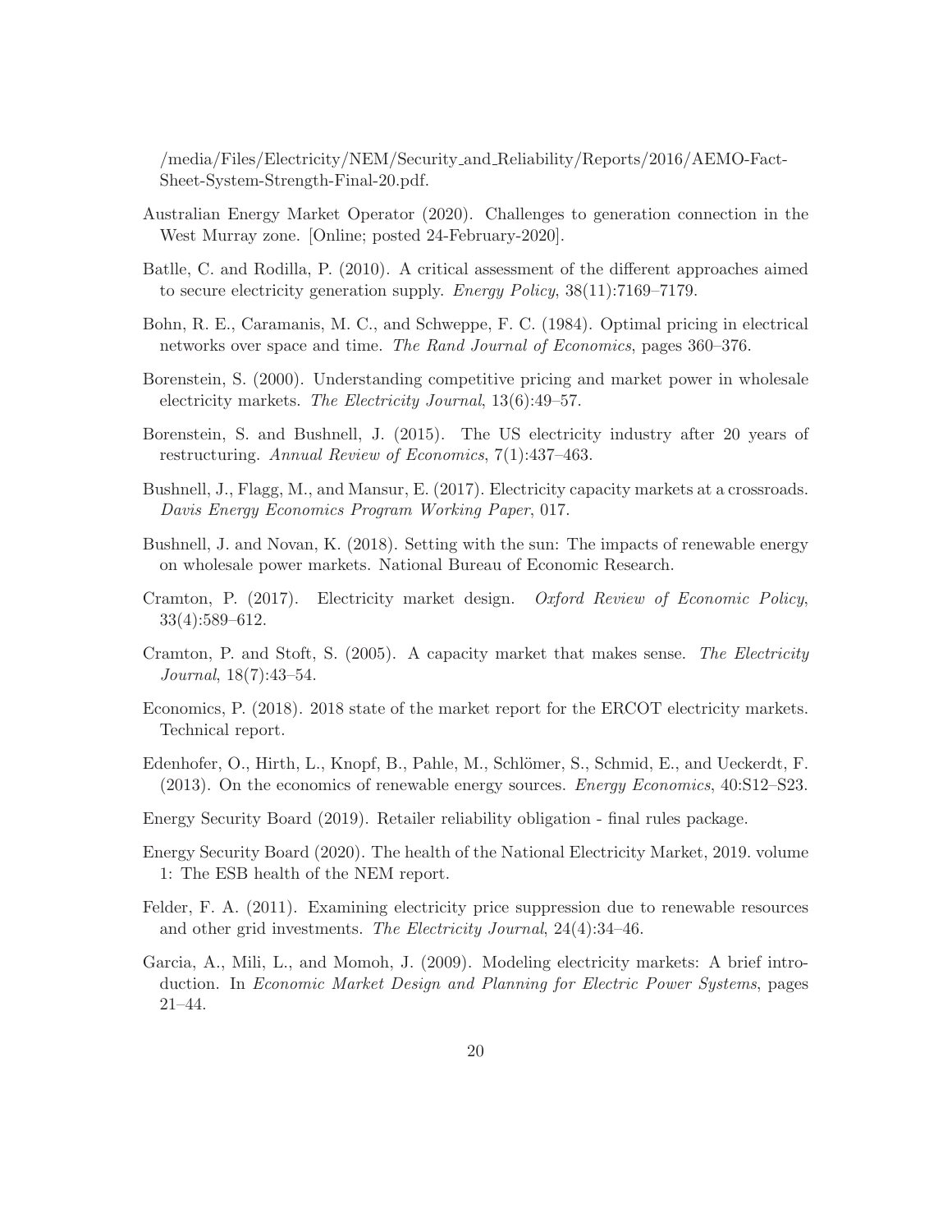/media/Files/Electricity/NEM/Security_and_Reliability/Reports/2016/AEMO-Fact-Sheet-System-Strength-Final-20.pdf.

Australian Energy Market Operator (2020). Challenges to generation connection in the West Murray zone. [Online; posted 24-February-2020].

Batlle, C. and Rodilla, P. (2010). A critical assessment of the different approaches aimed to secure electricity generation supply. *Energy Policy*, 38(11):7169–7179.

Bohn, R. E., Caramanis, M. C., and Schweppe, F. C. (1984). Optimal pricing in electrical networks over space and time. *The Rand Journal of Economics*, pages 360–376.

Borenstein, S. (2000). Understanding competitive pricing and market power in wholesale electricity markets. *The Electricity Journal*, 13(6):49–57.

Borenstein, S. and Bushnell, J. (2015). The US electricity industry after 20 years of restructuring. *Annual Review of Economics*, 7(1):437–463.

Bushnell, J., Flagg, M., and Mansur, E. (2017). Electricity capacity markets at a crossroads. *Davis Energy Economics Program Working Paper*, 017.

Bushnell, J. and Novan, K. (2018). Setting with the sun: The impacts of renewable energy on wholesale power markets. National Bureau of Economic Research.

Cramton, P. (2017). Electricity market design. *Oxford Review of Economic Policy*, 33(4):589–612.

Cramton, P. and Stoft, S. (2005). A capacity market that makes sense. *The Electricity Journal*, 18(7):43–54.

Economics, P. (2018). 2018 state of the market report for the ERCOT electricity markets. Technical report.

Edenhofer, O., Hirth, L., Knopf, B., Pahle, M., Schlömer, S., Schmid, E., and Ueckerdt, F. (2013). On the economics of renewable energy sources. *Energy Economics*, 40:S12–S23.

Energy Security Board (2019). Retailer reliability obligation - final rules package.

Energy Security Board (2020). The health of the National Electricity Market, 2019. volume 1: The ESB health of the NEM report.

Felder, F. A. (2011). Examining electricity price suppression due to renewable resources and other grid investments. *The Electricity Journal*, 24(4):34–46.

Garcia, A., Mili, L., and Momoh, J. (2009). Modeling electricity markets: A brief introduction. In *Economic Market Design and Planning for Electric Power Systems*, pages 21–44.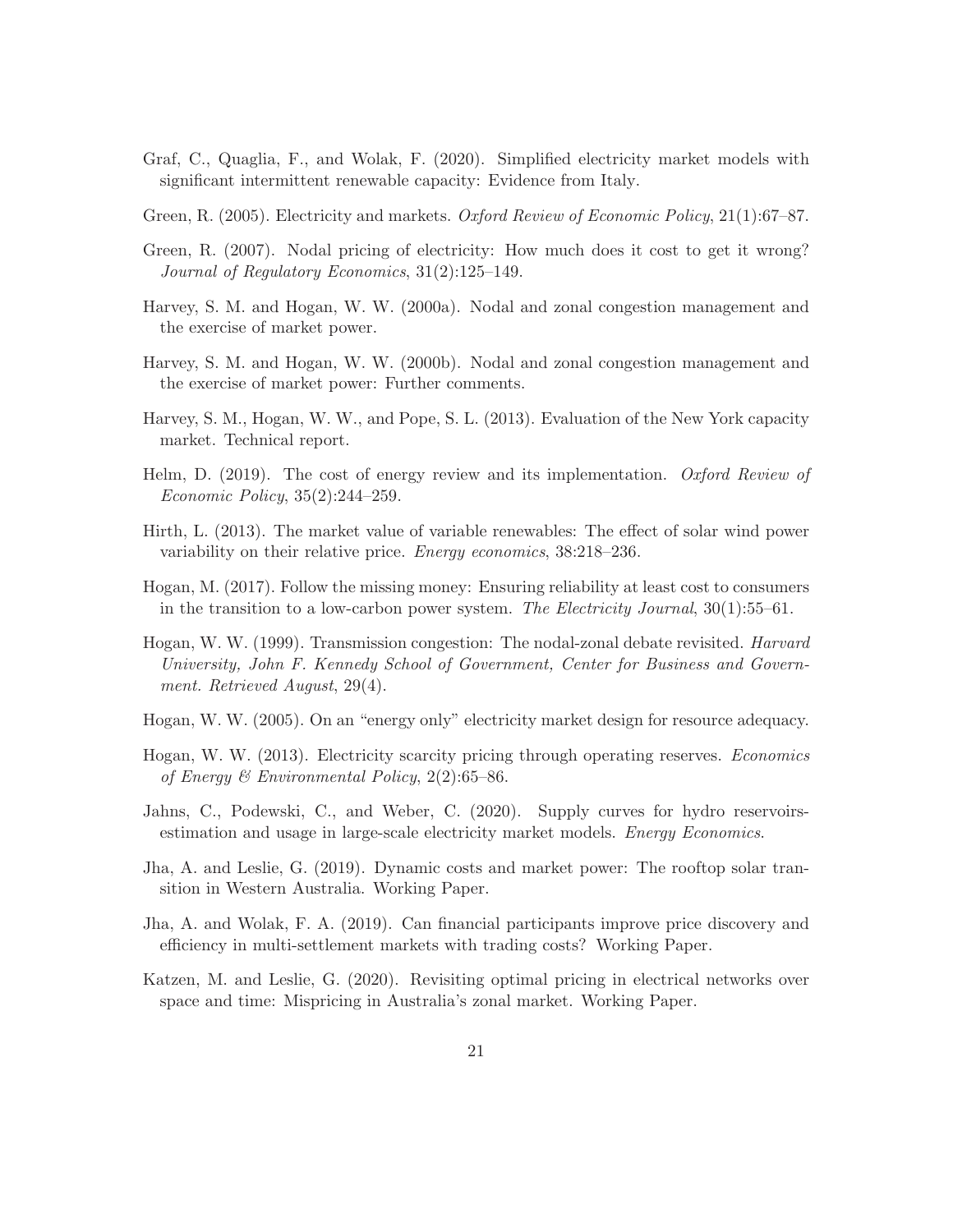Graf, C., Quaglia, F., and Wolak, F. (2020). Simplified electricity market models with significant intermittent renewable capacity: Evidence from Italy.

Green, R. (2005). Electricity and markets. *Oxford Review of Economic Policy*, 21(1):67–87.

Green, R. (2007). Nodal pricing of electricity: How much does it cost to get it wrong? *Journal of Regulatory Economics*, 31(2):125–149.

Harvey, S. M. and Hogan, W. W. (2000a). Nodal and zonal congestion management and the exercise of market power.

Harvey, S. M. and Hogan, W. W. (2000b). Nodal and zonal congestion management and the exercise of market power: Further comments.

Harvey, S. M., Hogan, W. W., and Pope, S. L. (2013). Evaluation of the New York capacity market. Technical report.

Helm, D. (2019). The cost of energy review and its implementation. *Oxford Review of Economic Policy*, 35(2):244–259.

Hirth, L. (2013). The market value of variable renewables: The effect of solar wind power variability on their relative price. *Energy economics*, 38:218–236.

Hogan, M. (2017). Follow the missing money: Ensuring reliability at least cost to consumers in the transition to a low-carbon power system. *The Electricity Journal*, 30(1):55–61.

Hogan, W. W. (1999). Transmission congestion: The nodal-zonal debate revisited. *Harvard University, John F. Kennedy School of Government, Center for Business and Government. Retrieved August*, 29(4).

Hogan, W. W. (2005). On an "energy only" electricity market design for resource adequacy.

Hogan, W. W. (2013). Electricity scarcity pricing through operating reserves. *Economics of Energy & Environmental Policy*, 2(2):65–86.

Jahns, C., Podewski, C., and Weber, C. (2020). Supply curves for hydro reservoirs-estimation and usage in large-scale electricity market models. *Energy Economics*.

Jha, A. and Leslie, G. (2019). Dynamic costs and market power: The rooftop solar transition in Western Australia. Working Paper.

Jha, A. and Wolak, F. A. (2019). Can financial participants improve price discovery and efficiency in multi-settlement markets with trading costs? Working Paper.

Katzen, M. and Leslie, G. (2020). Revisiting optimal pricing in electrical networks over space and time: Mispricing in Australia's zonal market. Working Paper.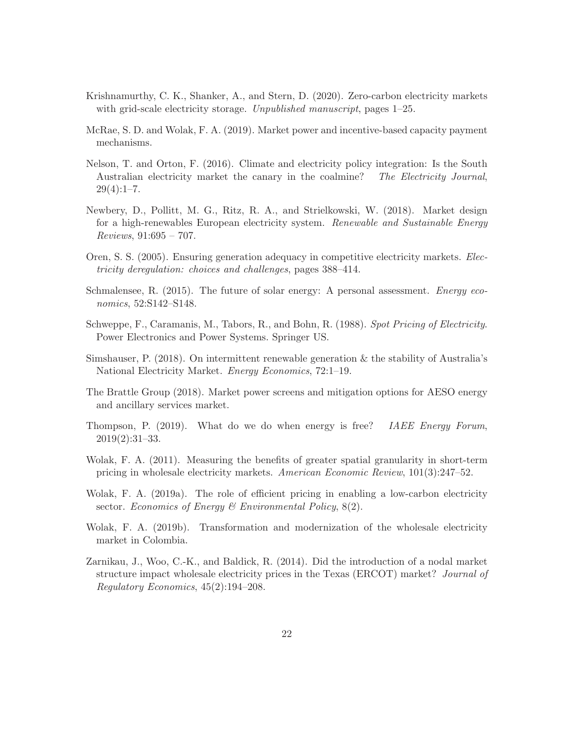Krishnamurthy, C. K., Shanker, A., and Stern, D. (2020). Zero-carbon electricity markets with grid-scale electricity storage. *Unpublished manuscript*, pages 1–25.

McRae, S. D. and Wolak, F. A. (2019). Market power and incentive-based capacity payment mechanisms.

Nelson, T. and Orton, F. (2016). Climate and electricity policy integration: Is the South Australian electricity market the canary in the coalmine? *The Electricity Journal*, 29(4):1–7.

Newbery, D., Pollitt, M. G., Ritz, R. A., and Strielkowski, W. (2018). Market design for a high-renewables European electricity system. *Renewable and Sustainable Energy Reviews*, 91:695 – 707.

Oren, S. S. (2005). Ensuring generation adequacy in competitive electricity markets. *Electricity deregulation: choices and challenges*, pages 388–414.

Schmalensee, R. (2015). The future of solar energy: A personal assessment. *Energy economics*, 52:S142–S148.

Schweppe, F., Caramanis, M., Tabors, R., and Bohn, R. (1988). *Spot Pricing of Electricity.* Power Electronics and Power Systems. Springer US.

Simshauser, P. (2018). On intermittent renewable generation & the stability of Australia's National Electricity Market. *Energy Economics*, 72:1–19.

The Brattle Group (2018). Market power screens and mitigation options for AESO energy and ancillary services market.

Thompson, P. (2019). What do we do when energy is free? *IAEE Energy Forum*, 2019(2):31–33.

Wolak, F. A. (2011). Measuring the benefits of greater spatial granularity in short-term pricing in wholesale electricity markets. *American Economic Review*, 101(3):247–52.

Wolak, F. A. (2019a). The role of efficient pricing in enabling a low-carbon electricity sector. *Economics of Energy & Environmental Policy*, 8(2).

Wolak, F. A. (2019b). Transformation and modernization of the wholesale electricity market in Colombia.

Zarnikau, J., Woo, C.-K., and Baldick, R. (2014). Did the introduction of a nodal market structure impact wholesale electricity prices in the Texas (ERCOT) market? *Journal of Regulatory Economics*, 45(2):194–208.